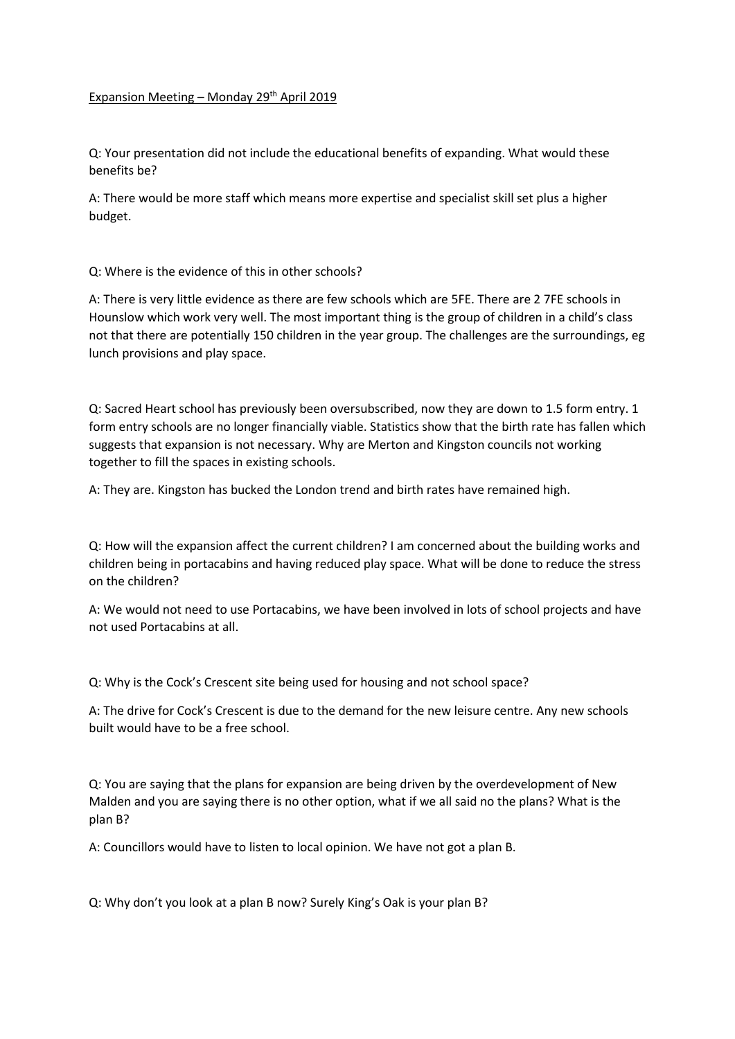Expansion Meeting – Monday 29th April 2019

Q: Your presentation did not include the educational benefits of expanding. What would these benefits be?

A: There would be more staff which means more expertise and specialist skill set plus a higher budget.

Q: Where is the evidence of this in other schools?

A: There is very little evidence as there are few schools which are 5FE. There are 2 7FE schools in Hounslow which work very well. The most important thing is the group of children in a child's class not that there are potentially 150 children in the year group. The challenges are the surroundings, eg lunch provisions and play space.

Q: Sacred Heart school has previously been oversubscribed, now they are down to 1.5 form entry. 1 form entry schools are no longer financially viable. Statistics show that the birth rate has fallen which suggests that expansion is not necessary. Why are Merton and Kingston councils not working together to fill the spaces in existing schools.

A: They are. Kingston has bucked the London trend and birth rates have remained high.

Q: How will the expansion affect the current children? I am concerned about the building works and children being in portacabins and having reduced play space. What will be done to reduce the stress on the children?

A: We would not need to use Portacabins, we have been involved in lots of school projects and have not used Portacabins at all.

Q: Why is the Cock's Crescent site being used for housing and not school space?

A: The drive for Cock's Crescent is due to the demand for the new leisure centre. Any new schools built would have to be a free school.

Q: You are saying that the plans for expansion are being driven by the overdevelopment of New Malden and you are saying there is no other option, what if we all said no the plans? What is the plan B?

A: Councillors would have to listen to local opinion. We have not got a plan B.

Q: Why don't you look at a plan B now? Surely King's Oak is your plan B?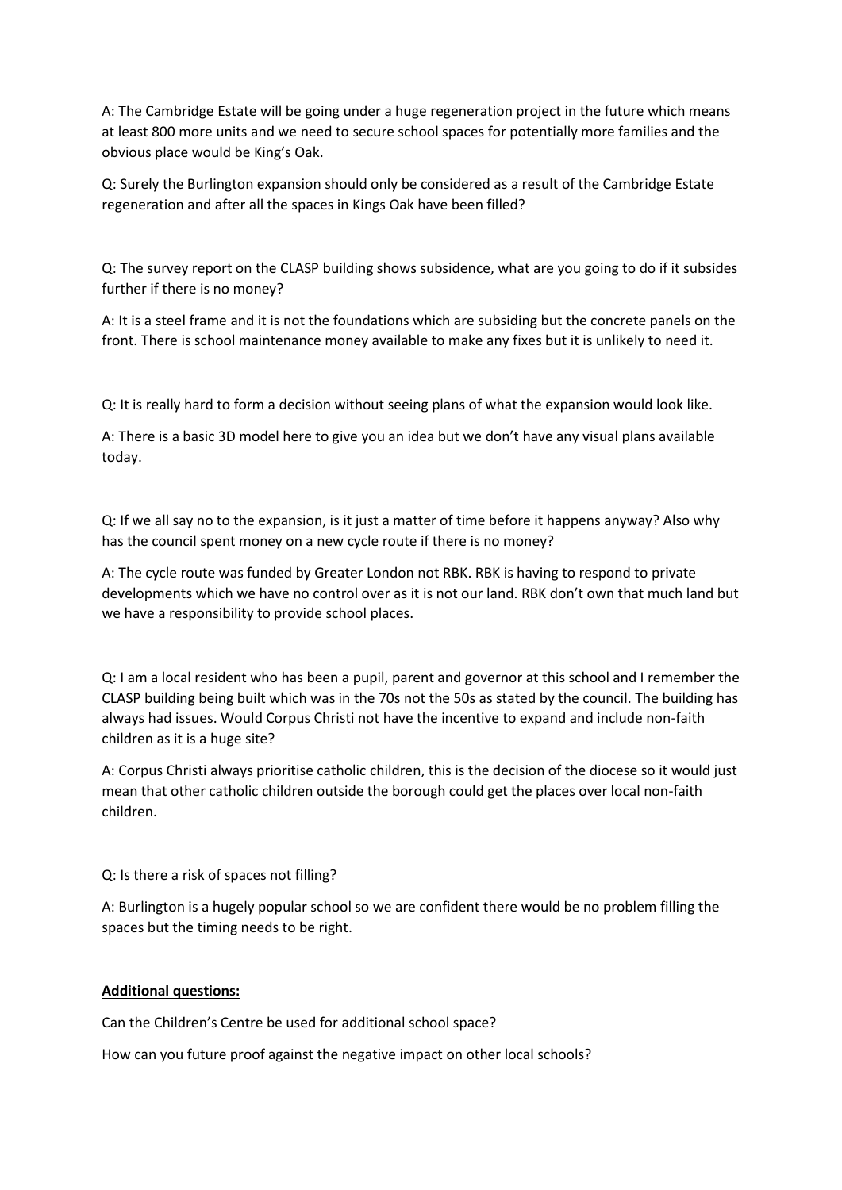A: The Cambridge Estate will be going under a huge regeneration project in the future which means at least 800 more units and we need to secure school spaces for potentially more families and the obvious place would be King's Oak.

Q: Surely the Burlington expansion should only be considered as a result of the Cambridge Estate regeneration and after all the spaces in Kings Oak have been filled?

Q: The survey report on the CLASP building shows subsidence, what are you going to do if it subsides further if there is no money?

A: It is a steel frame and it is not the foundations which are subsiding but the concrete panels on the front. There is school maintenance money available to make any fixes but it is unlikely to need it.

Q: It is really hard to form a decision without seeing plans of what the expansion would look like.

A: There is a basic 3D model here to give you an idea but we don't have any visual plans available today.

Q: If we all say no to the expansion, is it just a matter of time before it happens anyway? Also why has the council spent money on a new cycle route if there is no money?

A: The cycle route was funded by Greater London not RBK. RBK is having to respond to private developments which we have no control over as it is not our land. RBK don't own that much land but we have a responsibility to provide school places.

Q: I am a local resident who has been a pupil, parent and governor at this school and I remember the CLASP building being built which was in the 70s not the 50s as stated by the council. The building has always had issues. Would Corpus Christi not have the incentive to expand and include non-faith children as it is a huge site?

A: Corpus Christi always prioritise catholic children, this is the decision of the diocese so it would just mean that other catholic children outside the borough could get the places over local non-faith children.

Q: Is there a risk of spaces not filling?

A: Burlington is a hugely popular school so we are confident there would be no problem filling the spaces but the timing needs to be right.

**Additional questions:**

Can the Children's Centre be used for additional school space?

How can you future proof against the negative impact on other local schools?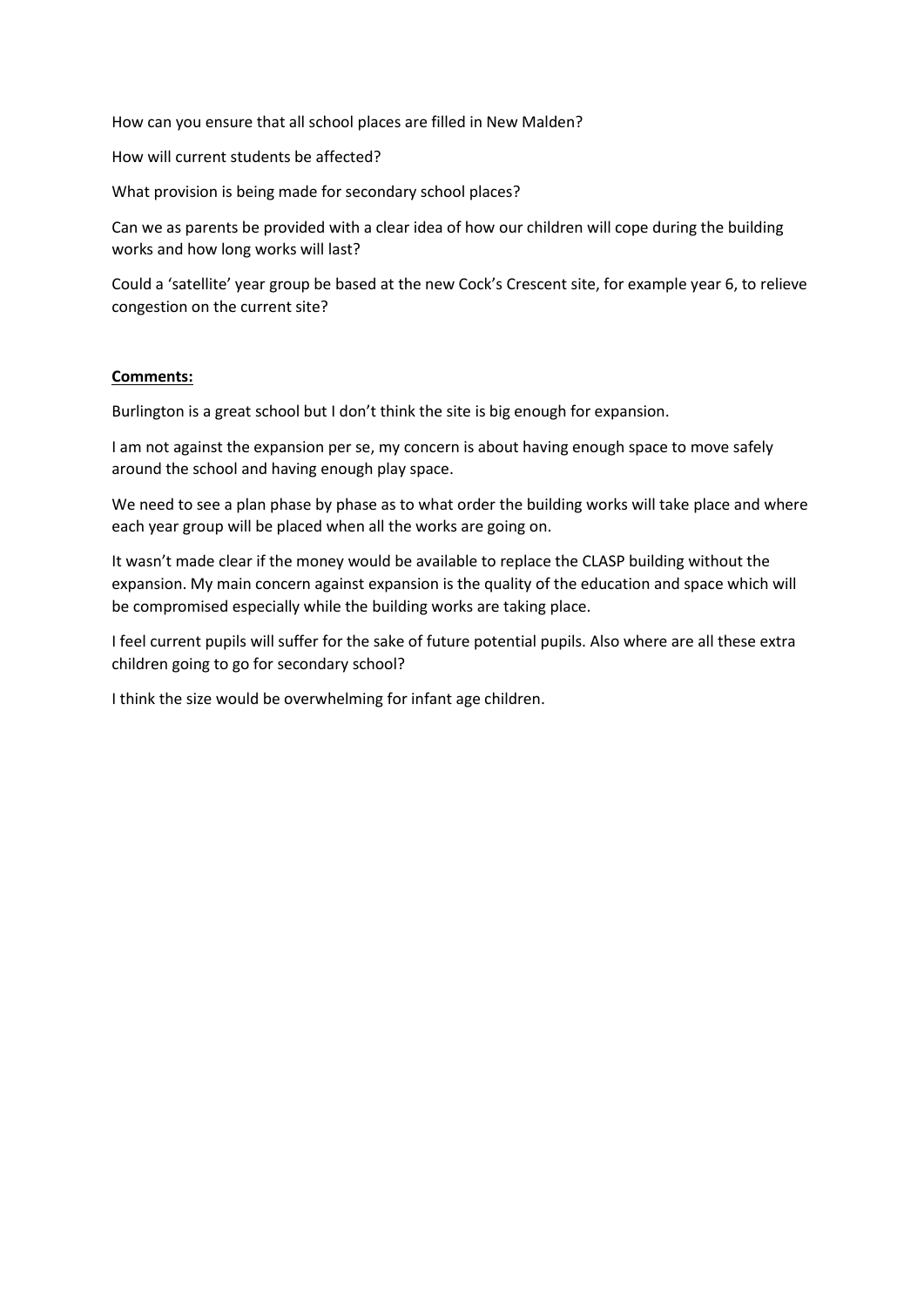How can you ensure that all school places are filled in New Malden?

How will current students be affected?

What provision is being made for secondary school places?

Can we as parents be provided with a clear idea of how our children will cope during the building works and how long works will last?

Could a 'satellite' year group be based at the new Cock's Crescent site, for example year 6, to relieve congestion on the current site?

**Comments:**

Burlington is a great school but I don't think the site is big enough for expansion.

I am not against the expansion per se, my concern is about having enough space to move safely around the school and having enough play space.

We need to see a plan phase by phase as to what order the building works will take place and where each year group will be placed when all the works are going on.

It wasn't made clear if the money would be available to replace the CLASP building without the expansion. My main concern against expansion is the quality of the education and space which will be compromised especially while the building works are taking place.

I feel current pupils will suffer for the sake of future potential pupils. Also where are all these extra children going to go for secondary school?

I think the size would be overwhelming for infant age children.